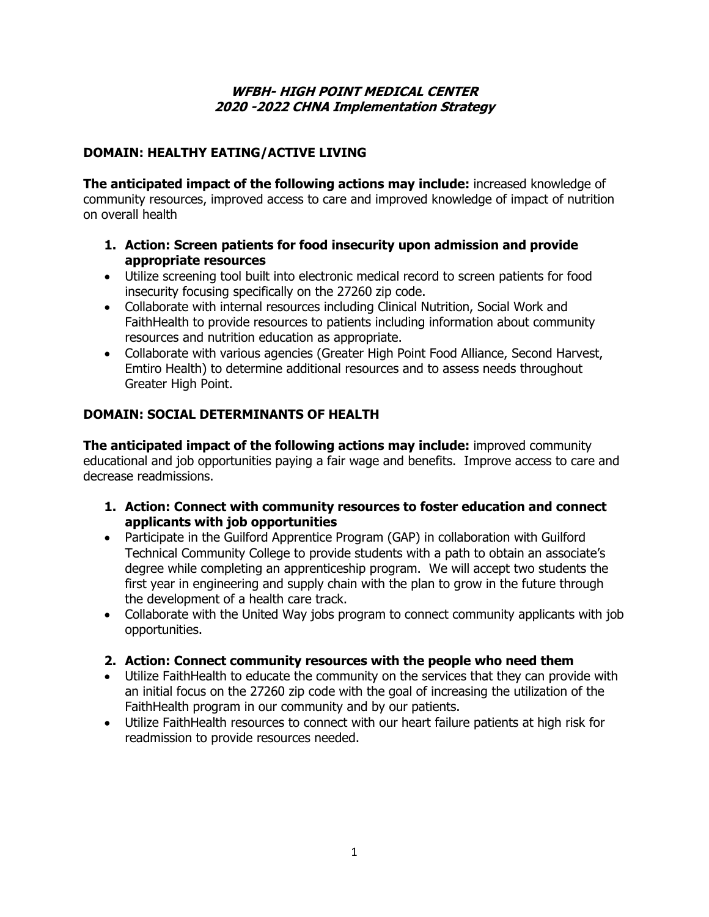# ***WFBH- HIGH POINT MEDICAL CENTER 2020 -2022 CHNA Implementation Strategy***

## DOMAIN: HEALTHY EATING/ACTIVE LIVING

**The anticipated impact of the following actions may include:** increased knowledge of community resources, improved access to care and improved knowledge of impact of nutrition on overall health

1. **Action: Screen patients for food insecurity upon admission and provide appropriate resources**

- Utilize screening tool built into electronic medical record to screen patients for food insecurity focusing specifically on the 27260 zip code.
- Collaborate with internal resources including Clinical Nutrition, Social Work and FaithHealth to provide resources to patients including information about community resources and nutrition education as appropriate.
- Collaborate with various agencies (Greater High Point Food Alliance, Second Harvest, Emtiro Health) to determine additional resources and to assess needs throughout Greater High Point.

## DOMAIN: SOCIAL DETERMINANTS OF HEALTH

**The anticipated impact of the following actions may include:** improved community educational and job opportunities paying a fair wage and benefits. Improve access to care and decrease readmissions.

1. **Action: Connect with community resources to foster education and connect applicants with job opportunities**

- Participate in the Guilford Apprentice Program (GAP) in collaboration with Guilford Technical Community College to provide students with a path to obtain an associate's degree while completing an apprenticeship program. We will accept two students the first year in engineering and supply chain with the plan to grow in the future through the development of a health care track.
- Collaborate with the United Way jobs program to connect community applicants with job opportunities.

2. **Action: Connect community resources with the people who need them**

- Utilize FaithHealth to educate the community on the services that they can provide with an initial focus on the 27260 zip code with the goal of increasing the utilization of the FaithHealth program in our community and by our patients.
- Utilize FaithHealth resources to connect with our heart failure patients at high risk for readmission to provide resources needed.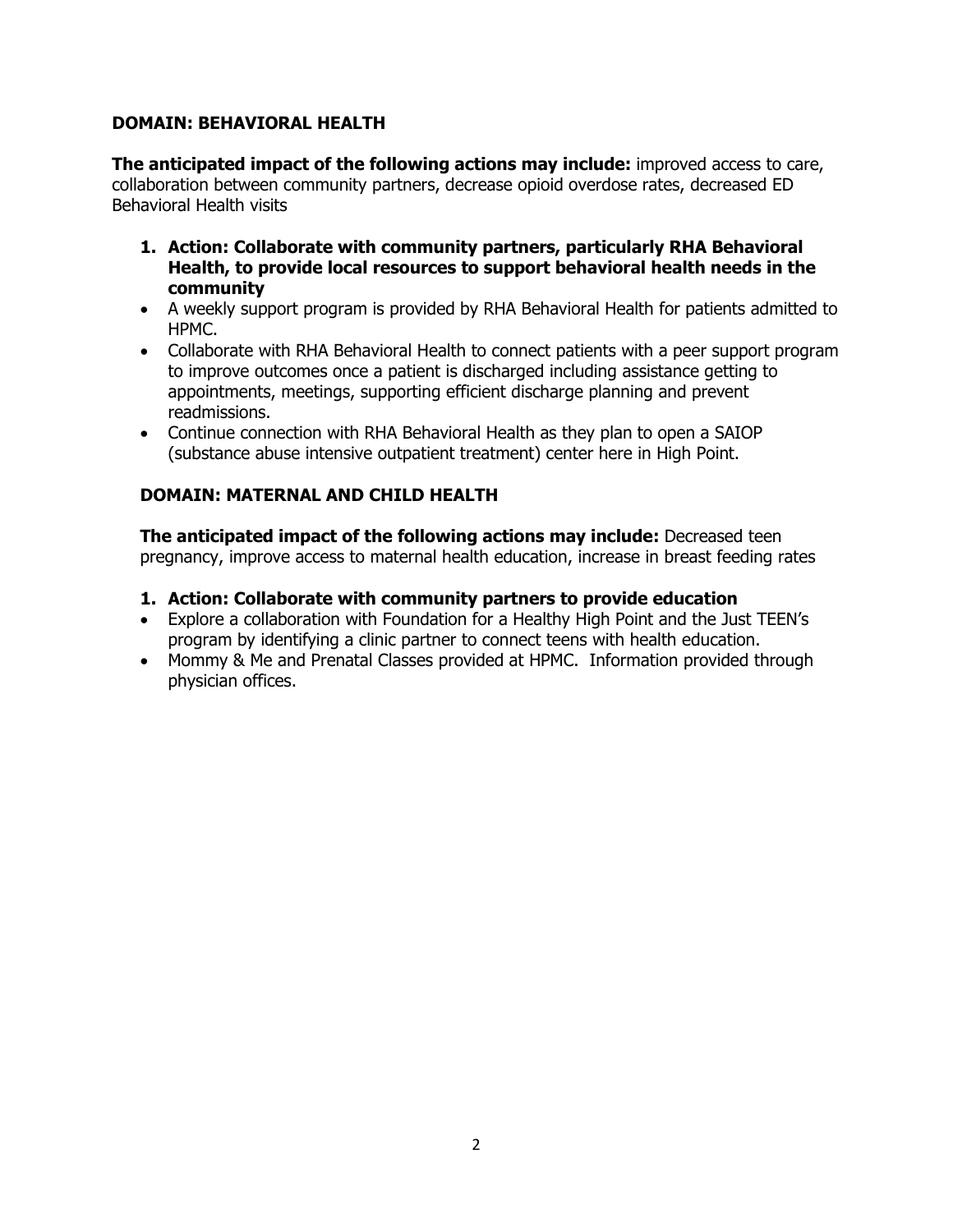## DOMAIN: BEHAVIORAL HEALTH

**The anticipated impact of the following actions may include:** improved access to care, collaboration between community partners, decrease opioid overdose rates, decreased ED Behavioral Health visits

1. **Action: Collaborate with community partners, particularly RHA Behavioral Health, to provide local resources to support behavioral health needs in the community**

- A weekly support program is provided by RHA Behavioral Health for patients admitted to HPMC.
- Collaborate with RHA Behavioral Health to connect patients with a peer support program to improve outcomes once a patient is discharged including assistance getting to appointments, meetings, supporting efficient discharge planning and prevent readmissions.
- Continue connection with RHA Behavioral Health as they plan to open a SAIOP (substance abuse intensive outpatient treatment) center here in High Point.

## DOMAIN: MATERNAL AND CHILD HEALTH

**The anticipated impact of the following actions may include:** Decreased teen pregnancy, improve access to maternal health education, increase in breast feeding rates

1. **Action: Collaborate with community partners to provide education**

- Explore a collaboration with Foundation for a Healthy High Point and the Just TEEN's program by identifying a clinic partner to connect teens with health education.
- Mommy & Me and Prenatal Classes provided at HPMC. Information provided through physician offices.